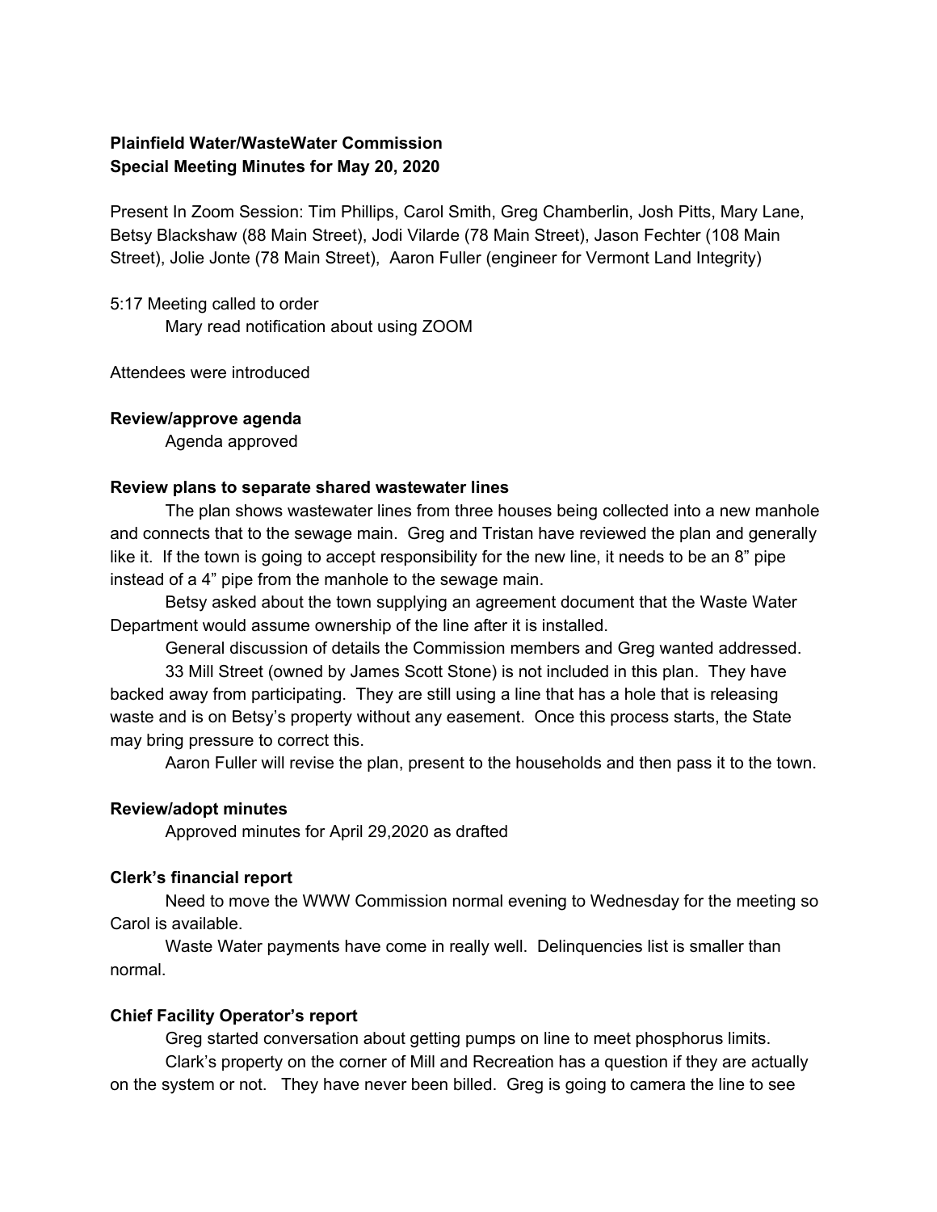**Plainfield Water/WasteWater Commission**
**Special Meeting Minutes for May 20, 2020**

Present In Zoom Session: Tim Phillips, Carol Smith, Greg Chamberlin, Josh Pitts, Mary Lane, Betsy Blackshaw (88 Main Street), Jodi Vilarde (78 Main Street), Jason Fechter (108 Main Street), Jolie Jonte (78 Main Street), Aaron Fuller (engineer for Vermont Land Integrity)

5:17 Meeting called to order

Mary read notification about using ZOOM

Attendees were introduced

**Review/approve agenda**

Agenda approved

**Review plans to separate shared wastewater lines**

The plan shows wastewater lines from three houses being collected into a new manhole and connects that to the sewage main. Greg and Tristan have reviewed the plan and generally like it. If the town is going to accept responsibility for the new line, it needs to be an 8" pipe instead of a 4" pipe from the manhole to the sewage main.

Betsy asked about the town supplying an agreement document that the Waste Water Department would assume ownership of the line after it is installed.

General discussion of details the Commission members and Greg wanted addressed.

33 Mill Street (owned by James Scott Stone) is not included in this plan. They have backed away from participating. They are still using a line that has a hole that is releasing waste and is on Betsy's property without any easement. Once this process starts, the State may bring pressure to correct this.

Aaron Fuller will revise the plan, present to the households and then pass it to the town.

**Review/adopt minutes**

Approved minutes for April 29,2020 as drafted

**Clerk's financial report**

Need to move the WWW Commission normal evening to Wednesday for the meeting so Carol is available.

Waste Water payments have come in really well. Delinquencies list is smaller than normal.

**Chief Facility Operator's report**

Greg started conversation about getting pumps on line to meet phosphorus limits.

Clark's property on the corner of Mill and Recreation has a question if they are actually on the system or not. They have never been billed. Greg is going to camera the line to see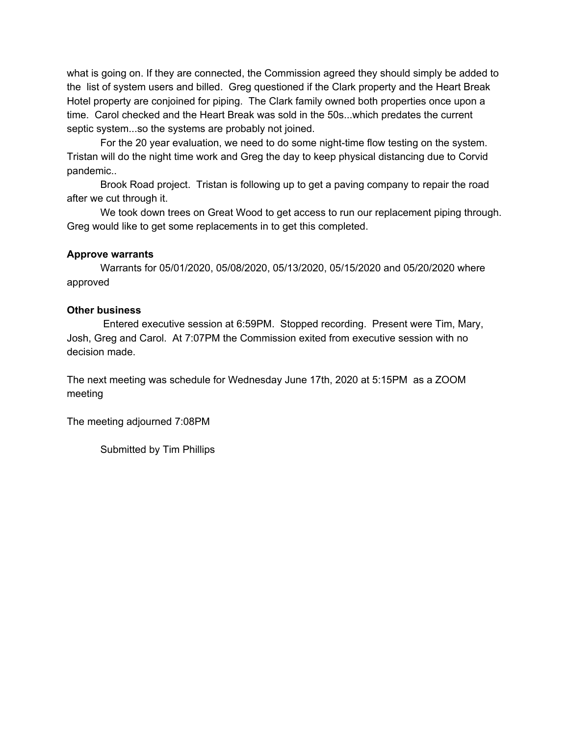what is going on. If they are connected, the Commission agreed they should simply be added to the list of system users and billed. Greg questioned if the Clark property and the Heart Break Hotel property are conjoined for piping. The Clark family owned both properties once upon a time. Carol checked and the Heart Break was sold in the 50s...which predates the current septic system...so the systems are probably not joined.

For the 20 year evaluation, we need to do some night-time flow testing on the system. Tristan will do the night time work and Greg the day to keep physical distancing due to Corvid pandemic..

Brook Road project. Tristan is following up to get a paving company to repair the road after we cut through it.

We took down trees on Great Wood to get access to run our replacement piping through. Greg would like to get some replacements in to get this completed.

**Approve warrants**

Warrants for 05/01/2020, 05/08/2020, 05/13/2020, 05/15/2020 and 05/20/2020 where approved

**Other business**

Entered executive session at 6:59PM. Stopped recording. Present were Tim, Mary, Josh, Greg and Carol. At 7:07PM the Commission exited from executive session with no decision made.

The next meeting was schedule for Wednesday June 17th, 2020 at 5:15PM as a ZOOM meeting

The meeting adjourned 7:08PM

Submitted by Tim Phillips